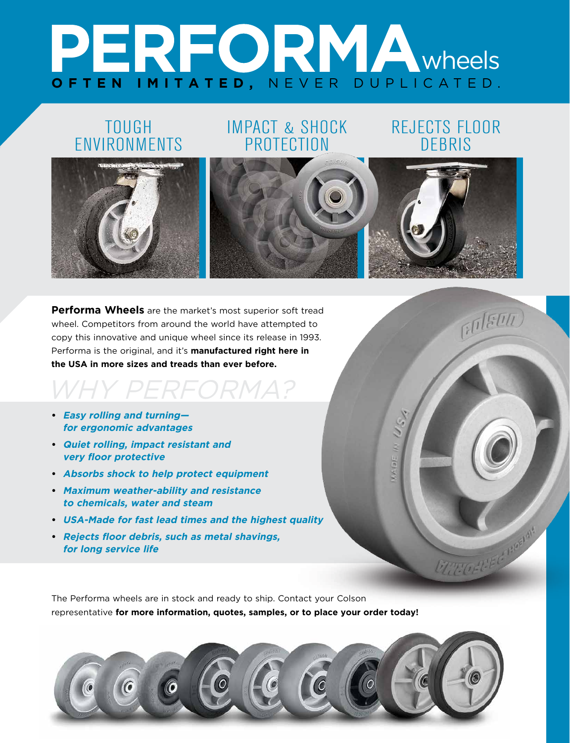# PERFORMA wheels

**OFTEN IMITATED,** NEVER DUPLICATED.

TOUGH ENVIRONMENTS

IMPACT & SHOCK PROTECTION

REJECTS FLOOR DEBRIS

**Performa Wheels** are the market's most superior soft tread wheel. Competitors from around the world have attempted to copy this innovative and unique wheel since its release in 1993. Performa is the original, and it's **manufactured right here in the USA in more sizes and treads than ever before.**

## *WHY PERFORMA?*

- ***Easy rolling and turning— for ergonomic advantages***
- ***Quiet rolling, impact resistant and very floor protective***
- ***Absorbs shock to help protect equipment***
- ***Maximum weather-ability and resistance to chemicals, water and steam***
- ***USA-Made for fast lead times and the highest quality***
- ***Rejects floor debris, such as metal shavings, for long service life***

The Performa wheels are in stock and ready to ship. Contact your Colson representative **for more information, quotes, samples, or to place your order today!**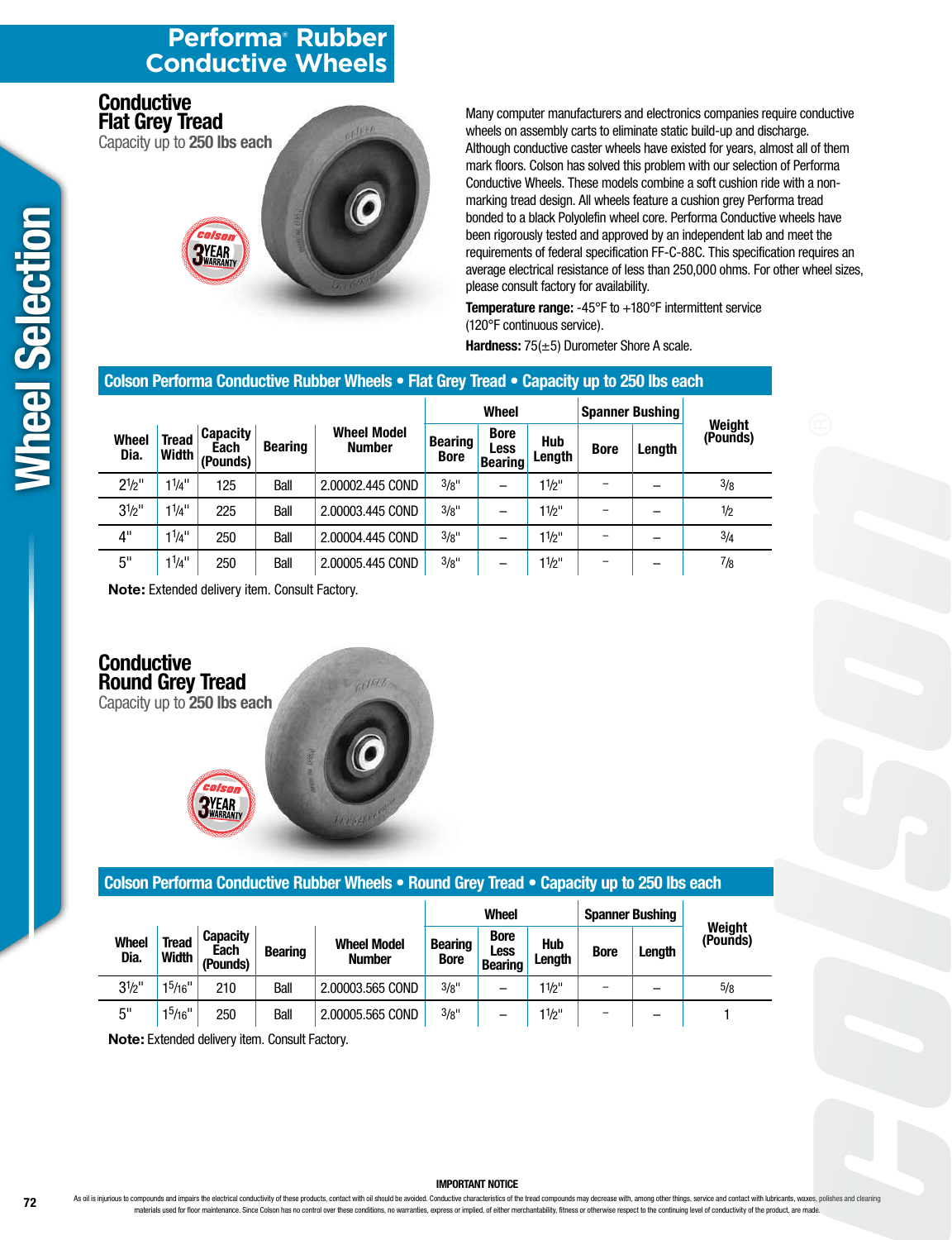# Performa® Rubber Conductive Wheels

## Conductive Flat Grey Tread

Capacity up to **250 lbs each**

Many computer manufacturers and electronics companies require conductive wheels on assembly carts to eliminate static build-up and discharge. Although conductive caster wheels have existed for years, almost all of them mark floors. Colson has solved this problem with our selection of Performa Conductive Wheels. These models combine a soft cushion ride with a non-marking tread design. All wheels feature a cushion grey Performa tread bonded to a black Polyolefin wheel core. Performa Conductive wheels have been rigorously tested and approved by an independent lab and meet the requirements of federal specification FF-C-88C. This specification requires an average electrical resistance of less than 250,000 ohms. For other wheel sizes, please consult factory for availability.

**Temperature range:** -45°F to +180°F intermittent service (120°F continuous service).

**Hardness:** 75(±5) Durometer Shore A scale.

### Colson Performa Conductive Rubber Wheels • Flat Grey Tread • Capacity up to 250 lbs each

| Wheel Dia. | Tread Width | Capacity Each (Pounds) | Bearing | Wheel Model Number | Wheel | | | Spanner Bushing | | Weight (Pounds) |
|---|---|---|---|---|---|---|---|---|---|---|
| | | | | | Bearing Bore | Bore Less Bearing | Hub Length | Bore | Length | |
| 2½" | 1¼" | 125 | Ball | 2.00002.445 COND | 3/8" | – | 1½" | – | – | 3/8 |
| 3½" | 1¼" | 225 | Ball | 2.00003.445 COND | 3/8" | – | 1½" | – | – | ½ |
| 4" | 1¼" | 250 | Ball | 2.00004.445 COND | 3/8" | – | 1½" | – | – | 3/4 |
| 5" | 1¼" | 250 | Ball | 2.00005.445 COND | 3/8" | – | 1½" | – | – | 7/8 |

**Note:** Extended delivery item. Consult Factory.

## Conductive Round Grey Tread

Capacity up to **250 lbs each**

### Colson Performa Conductive Rubber Wheels • Round Grey Tread • Capacity up to 250 lbs each

| Wheel Dia. | Tread Width | Capacity Each (Pounds) | Bearing | Wheel Model Number | Wheel | | | Spanner Bushing | | Weight (Pounds) |
|---|---|---|---|---|---|---|---|---|---|---|
| | | | | | Bearing Bore | Bore Less Bearing | Hub Length | Bore | Length | |
| 3½" | 1 5/16" | 210 | Ball | 2.00003.565 COND | 3/8" | – | 1½" | – | – | 5/8 |
| 5" | 1 5/16" | 250 | Ball | 2.00005.565 COND | 3/8" | – | 1½" | – | – | 1 |

**Note:** Extended delivery item. Consult Factory.

**IMPORTANT NOTICE**

As oil is injurious to compounds and impairs the electrical conductivity of these products, contact with oil should be avoided. Conductive characteristics of the tread compounds may decrease with, among other things, service and contact with lubricants, waxes, polishes and cleaning materials used for floor maintenance. Since Colson has no control over these conditions, no warranties, express or implied, of either merchantability, fitness or otherwise respect to the continuing level of conductivity of the product, are made.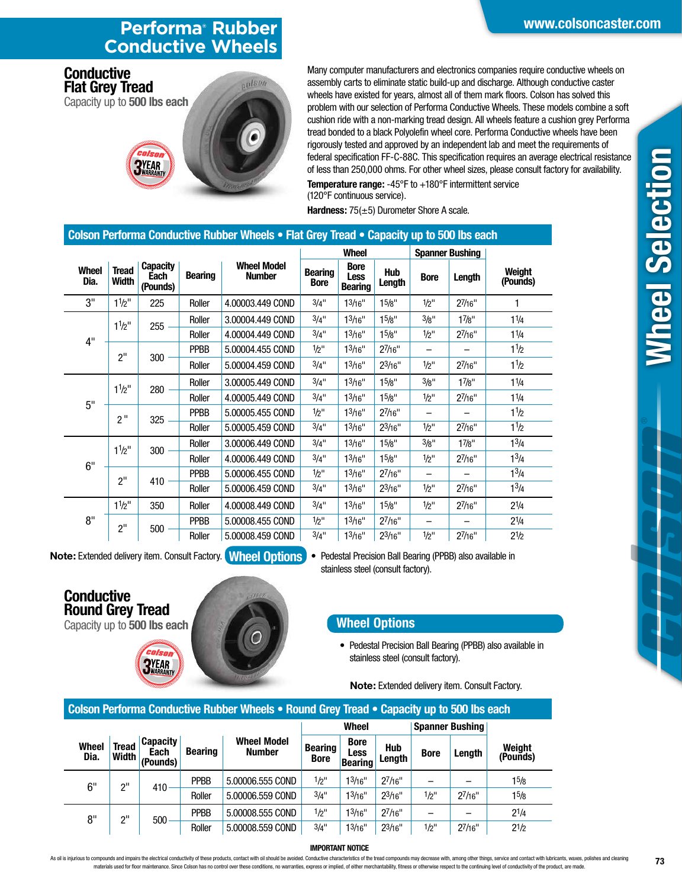# Performa® Rubber Conductive Wheels

www.colsoncaster.com

## Conductive Flat Grey Tread

Capacity up to **500 lbs each**

Many computer manufacturers and electronics companies require conductive wheels on assembly carts to eliminate static build-up and discharge. Although conductive caster wheels have existed for years, almost all of them mark floors. Colson has solved this problem with our selection of Performa Conductive Wheels. These models combine a soft cushion ride with a non-marking tread design. All wheels feature a cushion grey Performa tread bonded to a black Polyolefin wheel core. Performa Conductive wheels have been rigorously tested and approved by an independent lab and meet the requirements of federal specification FF-C-88C. This specification requires an average electrical resistance of less than 250,000 ohms. For other wheel sizes, please consult factory for availability.

**Temperature range:** -45°F to +180°F intermittent service (120°F continuous service).

**Hardness:** 75(±5) Durometer Shore A scale.

### Colson Performa Conductive Rubber Wheels • Flat Grey Tread • Capacity up to 500 lbs each

| Wheel Dia. | Tread Width | Capacity Each (Pounds) | Bearing | Wheel Model Number | Wheel | | | Spanner Bushing | | Weight (Pounds) |
|---|---|---|---|---|---|---|---|---|---|---|
| | | | | | Bearing Bore | Bore Less Bearing | Hub Length | Bore | Length | |
| 3" | 1½" | 225 | Roller | 4.00003.449 COND | ¾" | 1³⁄₁₆" | 1⅝" | ½" | 2⁷⁄₁₆" | 1 |
| 4" | 1½" | 255 | Roller | 3.00004.449 COND | ¾" | 1³⁄₁₆" | 1⅝" | ⅜" | 1⅞" | 1¼ |
| | | | Roller | 4.00004.449 COND | ¾" | 1³⁄₁₆" | 1⅝" | ½" | 2⁷⁄₁₆" | 1¼ |
| | 2" | 300 | PPBB | 5.00004.455 COND | ½" | 1³⁄₁₆" | 2⁷⁄₁₆" | – | – | 1½ |
| | | | Roller | 5.00004.459 COND | ¾" | 1³⁄₁₆" | 2³⁄₁₆" | ½" | 2⁷⁄₁₆" | 1½ |
| 5" | 1½" | 280 | Roller | 3.00005.449 COND | ¾" | 1³⁄₁₆" | 1⅝" | ⅜" | 1⅞" | 1¼ |
| | | | Roller | 4.00005.449 COND | ¾" | 1³⁄₁₆" | 1⅝" | ½" | 2⁷⁄₁₆" | 1¼ |
| | 2" | 325 | PPBB | 5.00005.455 COND | ½" | 1³⁄₁₆" | 2⁷⁄₁₆" | – | – | 1½ |
| | | | Roller | 5.00005.459 COND | ¾" | 1³⁄₁₆" | 2³⁄₁₆" | ½" | 2⁷⁄₁₆" | 1½ |
| 6" | 1½" | 300 | Roller | 3.00006.449 COND | ¾" | 1³⁄₁₆" | 1⅝" | ⅜" | 1⅞" | 1¾ |
| | | | Roller | 4.00006.449 COND | ¾" | 1³⁄₁₆" | 1⅝" | ½" | 2⁷⁄₁₆" | 1¾ |
| | 2" | 410 | PPBB | 5.00006.455 COND | ½" | 1³⁄₁₆" | 2⁷⁄₁₆" | – | – | 1¾ |
| | | | Roller | 5.00006.459 COND | ¾" | 1³⁄₁₆" | 2³⁄₁₆" | ½" | 2⁷⁄₁₆" | 1¾ |
| 8" | 1½" | 350 | Roller | 4.00008.449 COND | ¾" | 1³⁄₁₆" | 1⅝" | ½" | 2⁷⁄₁₆" | 2¼ |
| | 2" | 500 | PPBB | 5.00008.455 COND | ½" | 1³⁄₁₆" | 2⁷⁄₁₆" | – | – | 2¼ |
| | | | Roller | 5.00008.459 COND | ¾" | 1³⁄₁₆" | 2³⁄₁₆" | ½" | 2⁷⁄₁₆" | 2½ |

**Note:** Extended delivery item. Consult Factory.

**Wheel Options**

- Pedestal Precision Ball Bearing (PPBB) also available in stainless steel (consult factory).

## Conductive Round Grey Tread

Capacity up to **500 lbs each**

**Wheel Options**

- Pedestal Precision Ball Bearing (PPBB) also available in stainless steel (consult factory).

**Note:** Extended delivery item. Consult Factory.

### Colson Performa Conductive Rubber Wheels • Round Grey Tread • Capacity up to 500 lbs each

| Wheel Dia. | Tread Width | Capacity Each (Pounds) | Bearing | Wheel Model Number | Wheel | | | Spanner Bushing | | Weight (Pounds) |
|---|---|---|---|---|---|---|---|---|---|---|
| | | | | | Bearing Bore | Bore Less Bearing | Hub Length | Bore | Length | |
| 6" | 2" | 410 | PPBB | 5.00006.555 COND | ½" | 1³⁄₁₆" | 2⁷⁄₁₆" | – | – | 1⅝ |
| | | | Roller | 5.00006.559 COND | ¾" | 1³⁄₁₆" | 2³⁄₁₆" | ½" | 2⁷⁄₁₆" | 1⅝ |
| 8" | 2" | 500 | PPBB | 5.00008.555 COND | ½" | 1³⁄₁₆" | 2⁷⁄₁₆" | – | – | 2¼ |
| | | | Roller | 5.00008.559 COND | ¾" | 1³⁄₁₆" | 2³⁄₁₆" | ½" | 2⁷⁄₁₆" | 2½ |

**IMPORTANT NOTICE**

As oil is injurious to compounds and impairs the electrical conductivity of these products, contact with oil should be avoided. Conductive characteristics of the tread compounds may decrease with, among other things, service and contact with lubricants, waxes, polishes and cleaning materials used for floor maintenance. Since Colson has no control over these conditions, no warranties, express or implied, of either merchantability, fitness or otherwise respect to the continuing level of conductivity of the product, are made.